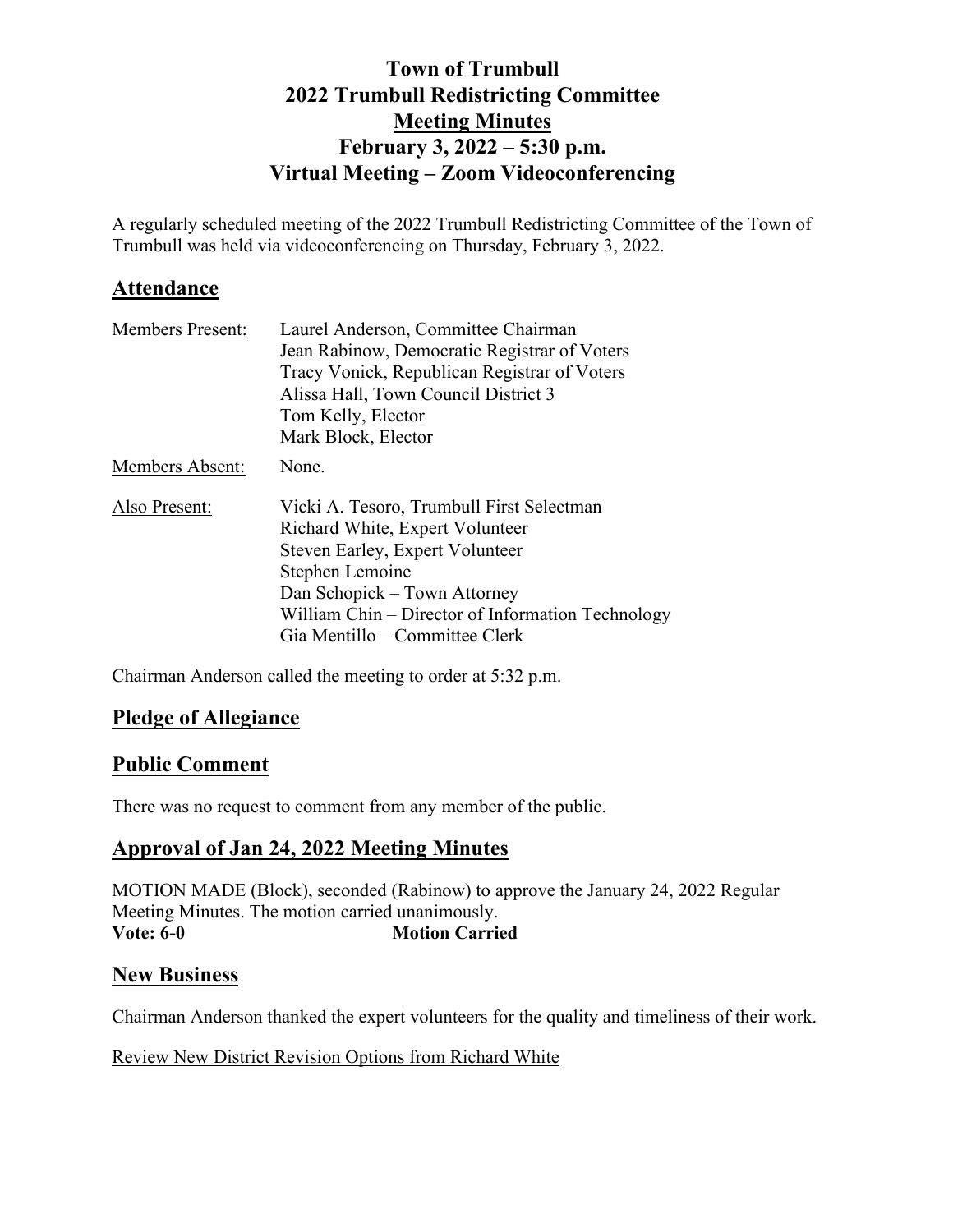# Town of Trumbull
# 2022 Trumbull Redistricting Committee
# Meeting Minutes
# February 3, 2022 – 5:30 p.m.
# Virtual Meeting – Zoom Videoconferencing

A regularly scheduled meeting of the 2022 Trumbull Redistricting Committee of the Town of Trumbull was held via videoconferencing on Thursday, February 3, 2022.

## Attendance

Members Present:
- Laurel Anderson, Committee Chairman
- Jean Rabinow, Democratic Registrar of Voters
- Tracy Vonick, Republican Registrar of Voters
- Alissa Hall, Town Council District 3
- Tom Kelly, Elector
- Mark Block, Elector

Members Absent: None.

Also Present:
- Vicki A. Tesoro, Trumbull First Selectman
- Richard White, Expert Volunteer
- Steven Earley, Expert Volunteer
- Stephen Lemoine
- Dan Schopick – Town Attorney
- William Chin – Director of Information Technology
- Gia Mentillo – Committee Clerk

Chairman Anderson called the meeting to order at 5:32 p.m.

## Pledge of Allegiance

## Public Comment

There was no request to comment from any member of the public.

## Approval of Jan 24, 2022 Meeting Minutes

MOTION MADE (Block), seconded (Rabinow) to approve the January 24, 2022 Regular Meeting Minutes. The motion carried unanimously.

**Vote: 6-0** **Motion Carried**

## New Business

Chairman Anderson thanked the expert volunteers for the quality and timeliness of their work.

Review New District Revision Options from Richard White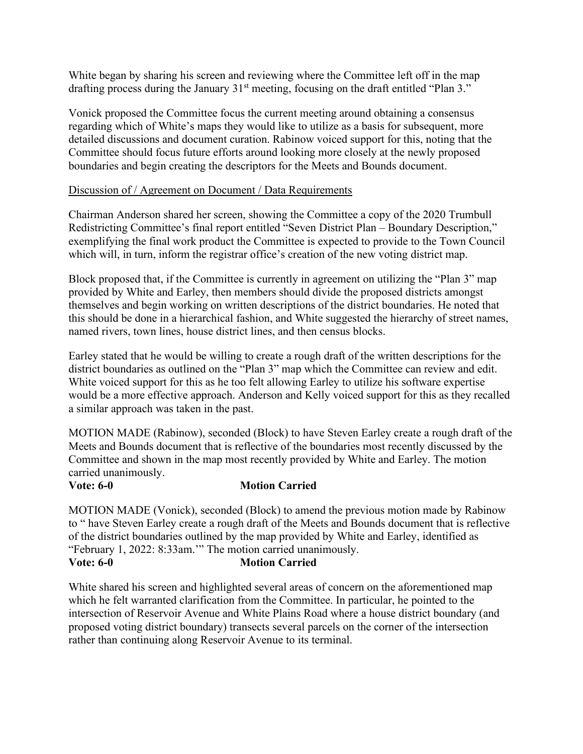White began by sharing his screen and reviewing where the Committee left off in the map drafting process during the January 31st meeting, focusing on the draft entitled "Plan 3."

Vonick proposed the Committee focus the current meeting around obtaining a consensus regarding which of White's maps they would like to utilize as a basis for subsequent, more detailed discussions and document curation. Rabinow voiced support for this, noting that the Committee should focus future efforts around looking more closely at the newly proposed boundaries and begin creating the descriptors for the Meets and Bounds document.

Discussion of / Agreement on Document / Data Requirements

Chairman Anderson shared her screen, showing the Committee a copy of the 2020 Trumbull Redistricting Committee's final report entitled "Seven District Plan – Boundary Description," exemplifying the final work product the Committee is expected to provide to the Town Council which will, in turn, inform the registrar office's creation of the new voting district map.

Block proposed that, if the Committee is currently in agreement on utilizing the "Plan 3" map provided by White and Earley, then members should divide the proposed districts amongst themselves and begin working on written descriptions of the district boundaries. He noted that this should be done in a hierarchical fashion, and White suggested the hierarchy of street names, named rivers, town lines, house district lines, and then census blocks.

Earley stated that he would be willing to create a rough draft of the written descriptions for the district boundaries as outlined on the "Plan 3" map which the Committee can review and edit. White voiced support for this as he too felt allowing Earley to utilize his software expertise would be a more effective approach. Anderson and Kelly voiced support for this as they recalled a similar approach was taken in the past.

MOTION MADE (Rabinow), seconded (Block) to have Steven Earley create a rough draft of the Meets and Bounds document that is reflective of the boundaries most recently discussed by the Committee and shown in the map most recently provided by White and Earley. The motion carried unanimously.
**Vote: 6-0 Motion Carried**

MOTION MADE (Vonick), seconded (Block) to amend the previous motion made by Rabinow to " have Steven Earley create a rough draft of the Meets and Bounds document that is reflective of the district boundaries outlined by the map provided by White and Earley, identified as "February 1, 2022: 8:33am.'" The motion carried unanimously.
**Vote: 6-0 Motion Carried**

White shared his screen and highlighted several areas of concern on the aforementioned map which he felt warranted clarification from the Committee. In particular, he pointed to the intersection of Reservoir Avenue and White Plains Road where a house district boundary (and proposed voting district boundary) transects several parcels on the corner of the intersection rather than continuing along Reservoir Avenue to its terminal.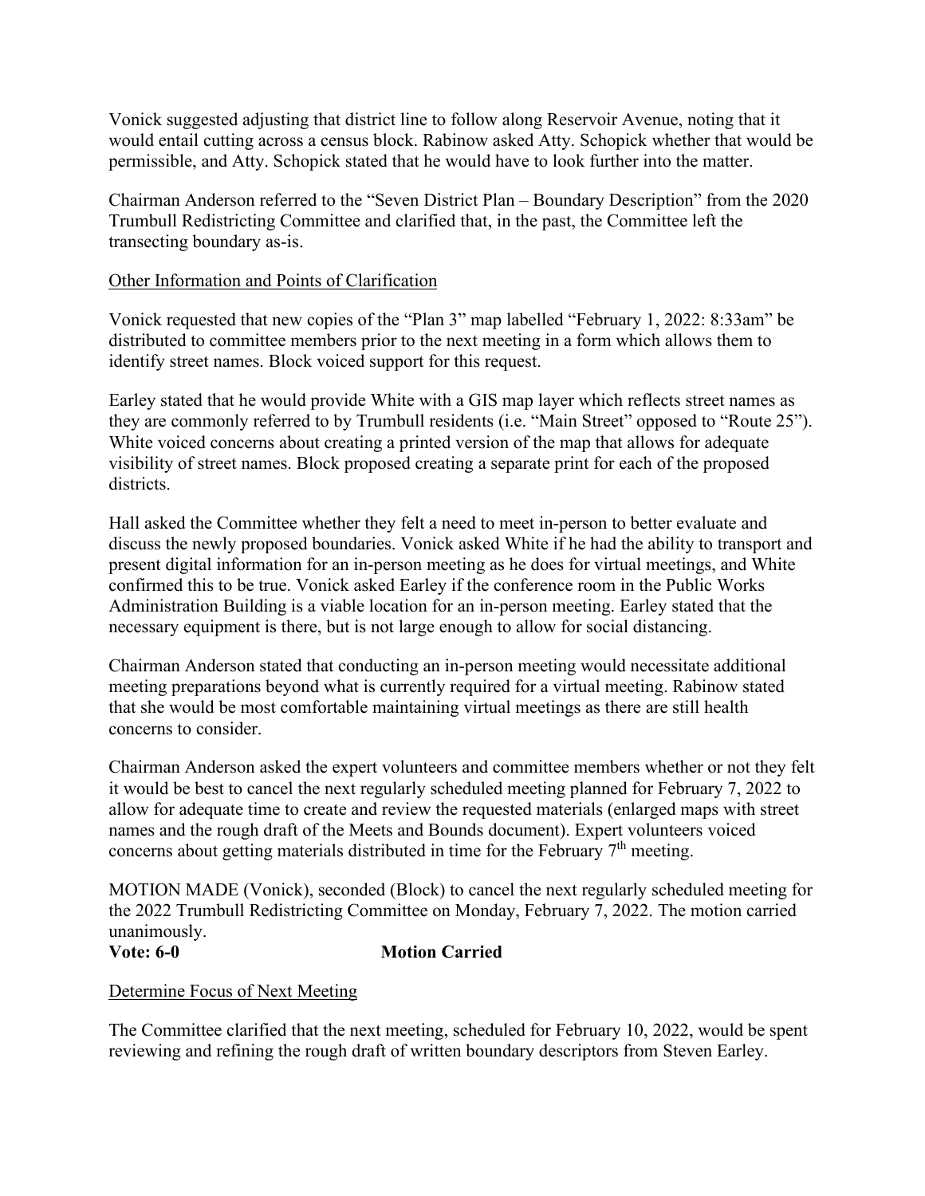Vonick suggested adjusting that district line to follow along Reservoir Avenue, noting that it would entail cutting across a census block. Rabinow asked Atty. Schopick whether that would be permissible, and Atty. Schopick stated that he would have to look further into the matter.

Chairman Anderson referred to the "Seven District Plan – Boundary Description" from the 2020 Trumbull Redistricting Committee and clarified that, in the past, the Committee left the transecting boundary as-is.

Other Information and Points of Clarification

Vonick requested that new copies of the "Plan 3" map labelled "February 1, 2022: 8:33am" be distributed to committee members prior to the next meeting in a form which allows them to identify street names. Block voiced support for this request.

Earley stated that he would provide White with a GIS map layer which reflects street names as they are commonly referred to by Trumbull residents (i.e. "Main Street" opposed to "Route 25"). White voiced concerns about creating a printed version of the map that allows for adequate visibility of street names. Block proposed creating a separate print for each of the proposed districts.

Hall asked the Committee whether they felt a need to meet in-person to better evaluate and discuss the newly proposed boundaries. Vonick asked White if he had the ability to transport and present digital information for an in-person meeting as he does for virtual meetings, and White confirmed this to be true. Vonick asked Earley if the conference room in the Public Works Administration Building is a viable location for an in-person meeting. Earley stated that the necessary equipment is there, but is not large enough to allow for social distancing.

Chairman Anderson stated that conducting an in-person meeting would necessitate additional meeting preparations beyond what is currently required for a virtual meeting. Rabinow stated that she would be most comfortable maintaining virtual meetings as there are still health concerns to consider.

Chairman Anderson asked the expert volunteers and committee members whether or not they felt it would be best to cancel the next regularly scheduled meeting planned for February 7, 2022 to allow for adequate time to create and review the requested materials (enlarged maps with street names and the rough draft of the Meets and Bounds document). Expert volunteers voiced concerns about getting materials distributed in time for the February 7th meeting.

MOTION MADE (Vonick), seconded (Block) to cancel the next regularly scheduled meeting for the 2022 Trumbull Redistricting Committee on Monday, February 7, 2022. The motion carried unanimously.

**Vote: 6-0** **Motion Carried**

Determine Focus of Next Meeting

The Committee clarified that the next meeting, scheduled for February 10, 2022, would be spent reviewing and refining the rough draft of written boundary descriptors from Steven Earley.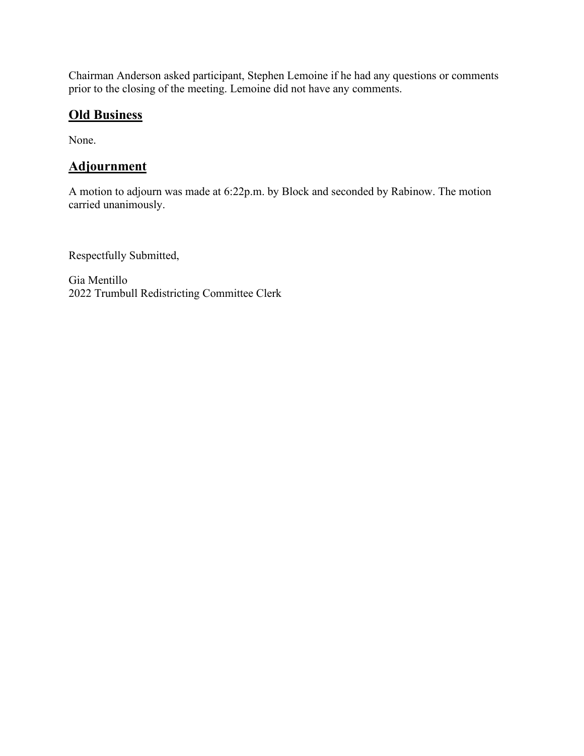Chairman Anderson asked participant, Stephen Lemoine if he had any questions or comments prior to the closing of the meeting. Lemoine did not have any comments.

## **Old Business**

None.

## **Adjournment**

A motion to adjourn was made at 6:22p.m. by Block and seconded by Rabinow. The motion carried unanimously.

Respectfully Submitted,

Gia Mentillo
2022 Trumbull Redistricting Committee Clerk